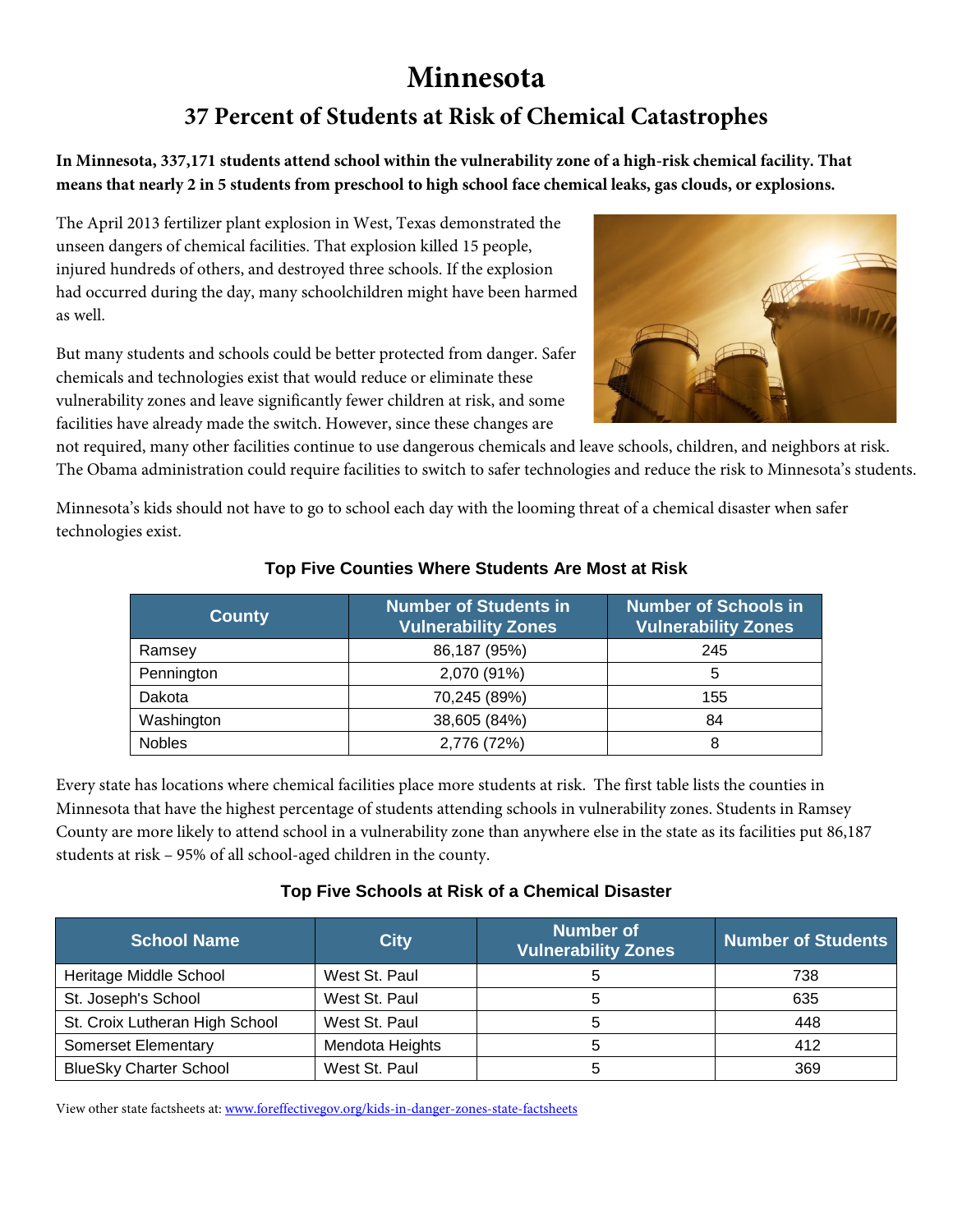# Minnesota

## 37 Percent of Students at Risk of Chemical Catastrophes

**In Minnesota, 337,171 students attend school within the vulnerability zone of a high-risk chemical facility. That means that nearly 2 in 5 students from preschool to high school face chemical leaks, gas clouds, or explosions.**

The April 2013 fertilizer plant explosion in West, Texas demonstrated the unseen dangers of chemical facilities. That explosion killed 15 people, injured hundreds of others, and destroyed three schools. If the explosion had occurred during the day, many schoolchildren might have been harmed as well.

But many students and schools could be better protected from danger. Safer chemicals and technologies exist that would reduce or eliminate these vulnerability zones and leave significantly fewer children at risk, and some facilities have already made the switch. However, since these changes are not required, many other facilities continue to use dangerous chemicals and leave schools, children, and neighbors at risk. The Obama administration could require facilities to switch to safer technologies and reduce the risk to Minnesota's students.

Minnesota's kids should not have to go to school each day with the looming threat of a chemical disaster when safer technologies exist.

### Top Five Counties Where Students Are Most at Risk

| County | Number of Students in Vulnerability Zones | Number of Schools in Vulnerability Zones |
|---|---|---|
| Ramsey | 86,187 (95%) | 245 |
| Pennington | 2,070 (91%) | 5 |
| Dakota | 70,245 (89%) | 155 |
| Washington | 38,605 (84%) | 84 |
| Nobles | 2,776 (72%) | 8 |

Every state has locations where chemical facilities place more students at risk. The first table lists the counties in Minnesota that have the highest percentage of students attending schools in vulnerability zones. Students in Ramsey County are more likely to attend school in a vulnerability zone than anywhere else in the state as its facilities put 86,187 students at risk – 95% of all school-aged children in the county.

### Top Five Schools at Risk of a Chemical Disaster

| School Name | City | Number of Vulnerability Zones | Number of Students |
|---|---|---|---|
| Heritage Middle School | West St. Paul | 5 | 738 |
| St. Joseph's School | West St. Paul | 5 | 635 |
| St. Croix Lutheran High School | West St. Paul | 5 | 448 |
| Somerset Elementary | Mendota Heights | 5 | 412 |
| BlueSky Charter School | West St. Paul | 5 | 369 |

View other state factsheets at: [www.foreffectivegov.org/kids-in-danger-zones-state-factsheets](www.foreffectivegov.org/kids-in-danger-zones-state-factsheets)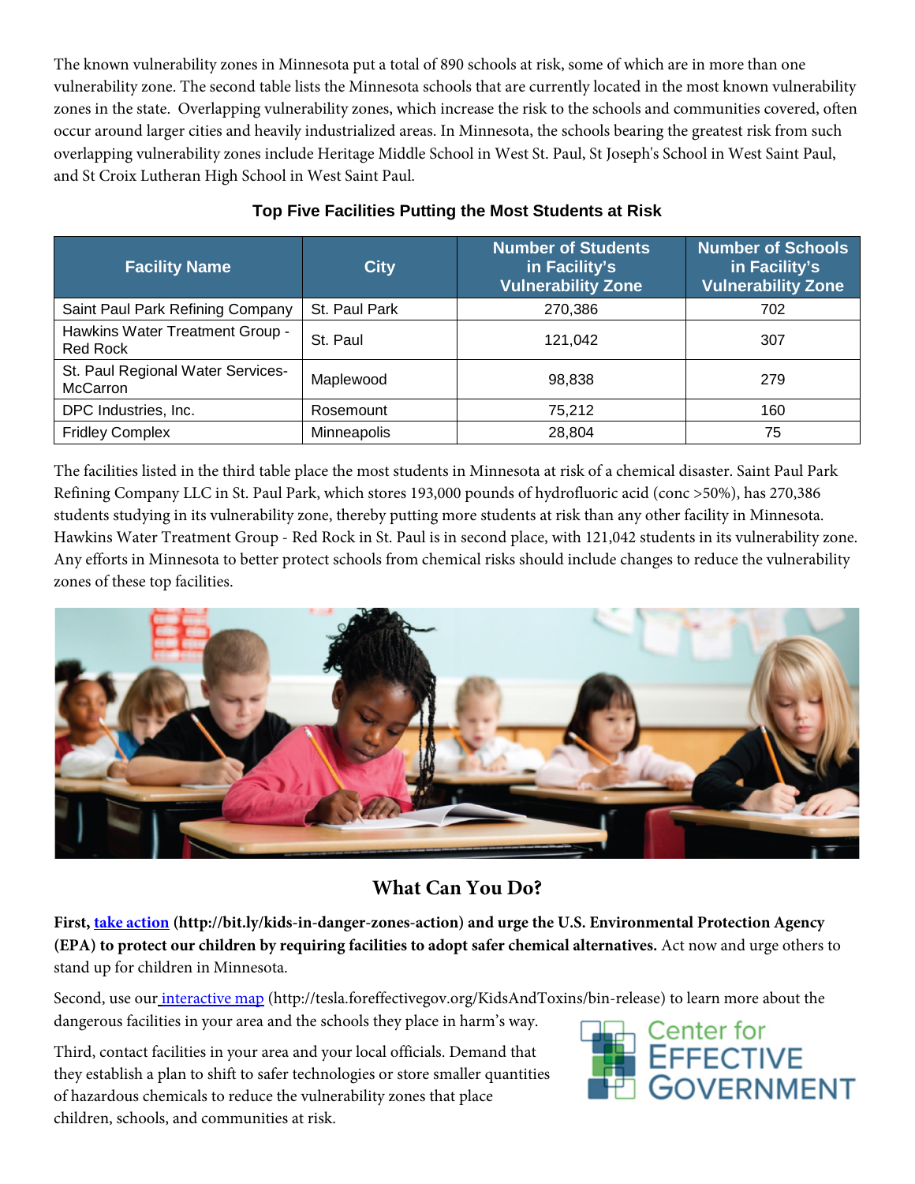The known vulnerability zones in Minnesota put a total of 890 schools at risk, some of which are in more than one vulnerability zone. The second table lists the Minnesota schools that are currently located in the most known vulnerability zones in the state. Overlapping vulnerability zones, which increase the risk to the schools and communities covered, often occur around larger cities and heavily industrialized areas. In Minnesota, the schools bearing the greatest risk from such overlapping vulnerability zones include Heritage Middle School in West St. Paul, St Joseph's School in West Saint Paul, and St Croix Lutheran High School in West Saint Paul.

### Top Five Facilities Putting the Most Students at Risk

| Facility Name | City | Number of Students in Facility's Vulnerability Zone | Number of Schools in Facility's Vulnerability Zone |
|---|---|---|---|
| Saint Paul Park Refining Company | St. Paul Park | 270,386 | 702 |
| Hawkins Water Treatment Group - Red Rock | St. Paul | 121,042 | 307 |
| St. Paul Regional Water Services-McCarron | Maplewood | 98,838 | 279 |
| DPC Industries, Inc. | Rosemount | 75,212 | 160 |
| Fridley Complex | Minneapolis | 28,804 | 75 |

The facilities listed in the third table place the most students in Minnesota at risk of a chemical disaster. Saint Paul Park Refining Company LLC in St. Paul Park, which stores 193,000 pounds of hydrofluoric acid (conc >50%), has 270,386 students studying in its vulnerability zone, thereby putting more students at risk than any other facility in Minnesota. Hawkins Water Treatment Group - Red Rock in St. Paul is in second place, with 121,042 students in its vulnerability zone. Any efforts in Minnesota to better protect schools from chemical risks should include changes to reduce the vulnerability zones of these top facilities.

## What Can You Do?

**First, take action (http://bit.ly/kids-in-danger-zones-action) and urge the U.S. Environmental Protection Agency (EPA) to protect our children by requiring facilities to adopt safer chemical alternatives.** Act now and urge others to stand up for children in Minnesota.

Second, use our interactive map (http://tesla.foreffectivegov.org/KidsAndToxins/bin-release) to learn more about the dangerous facilities in your area and the schools they place in harm's way.

Third, contact facilities in your area and your local officials. Demand that they establish a plan to shift to safer technologies or store smaller quantities of hazardous chemicals to reduce the vulnerability zones that place children, schools, and communities at risk.

Center for Effective Government